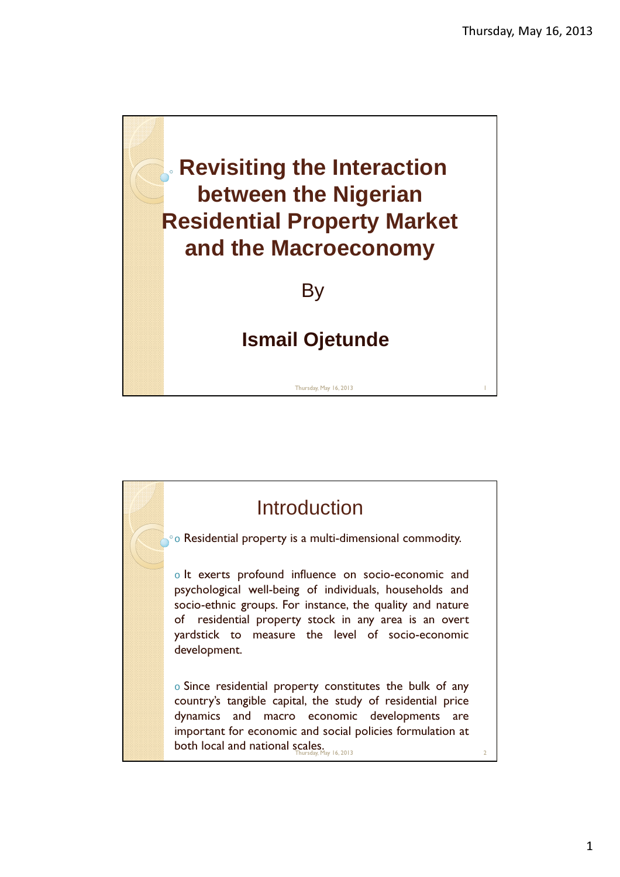# Revisiting the Interaction between the Nigerian Residential Property Market and the Macroeconomy

By

**Ismail Ojetunde**

## Introduction

- Residential property is a multi-dimensional commodity.
- It exerts profound influence on socio-economic and psychological well-being of individuals, households and socio-ethnic groups. For instance, the quality and nature of residential property stock in any area is an overt yardstick to measure the level of socio-economic development.
- Since residential property constitutes the bulk of any country's tangible capital, the study of residential price dynamics and macro economic developments are important for economic and social policies formulation at both local and national scales.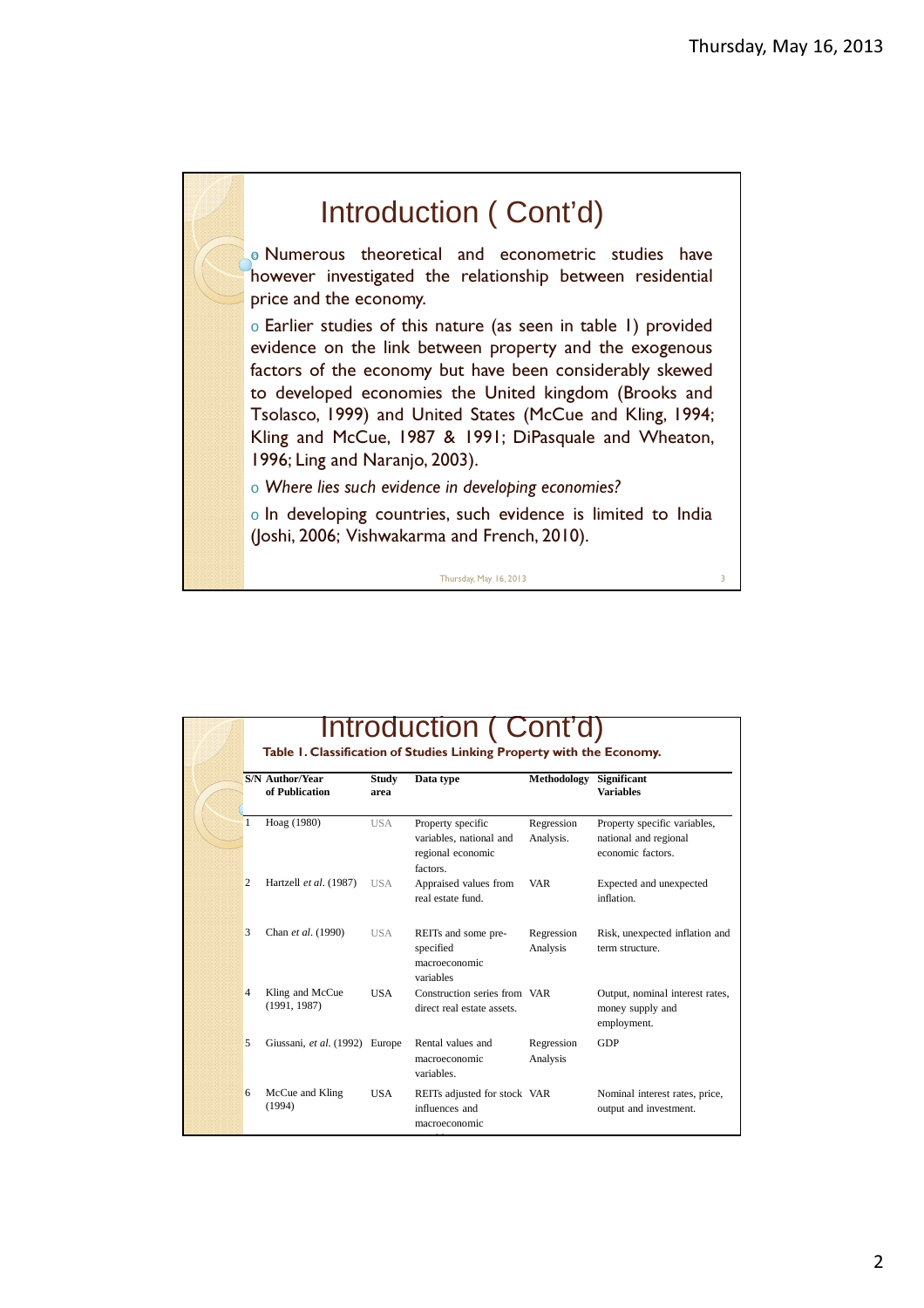# Introduction ( Cont'd)

- Numerous theoretical and econometric studies have however investigated the relationship between residential price and the economy.
- Earlier studies of this nature (as seen in table 1) provided evidence on the link between property and the exogenous factors of the economy but have been considerably skewed to developed economies the United kingdom (Brooks and Tsolasco, 1999) and United States (McCue and Kling, 1994; Kling and McCue, 1987 & 1991; DiPasquale and Wheaton, 1996; Ling and Naranjo, 2003).
- *Where lies such evidence in developing economies?*
- In developing countries, such evidence is limited to India (Joshi, 2006; Vishwakarma and French, 2010).

# Introduction ( Cont'd)

**Table 1. Classification of Studies Linking Property with the Economy.**

| S/N | Author/Year of Publication | Study area | Data type | Methodology | Significant Variables |
|---|---|---|---|---|---|
| 1 | Hoag (1980) | USA | Property specific variables, national and regional economic factors. | Regression Analysis. | Property specific variables, national and regional economic factors. |
| 2 | Hartzell *et al*. (1987) | USA | Appraised values from real estate fund. | VAR | Expected and unexpected inflation. |
| 3 | Chan *et al*. (1990) | USA | REITs and some pre-specified macroeconomic variables | Regression Analysis | Risk, unexpected inflation and term structure. |
| 4 | Kling and McCue (1991, 1987) | USA | Construction series from direct real estate assets. | VAR | Output, nominal interest rates, money supply and employment. |
| 5 | Giussani, *et al*. (1992) | Europe | Rental values and macroeconomic variables. | Regression Analysis | GDP |
| 6 | McCue and Kling (1994) | USA | REITs adjusted for stock influences and macroeconomic | VAR | Nominal interest rates, price, output and investment. |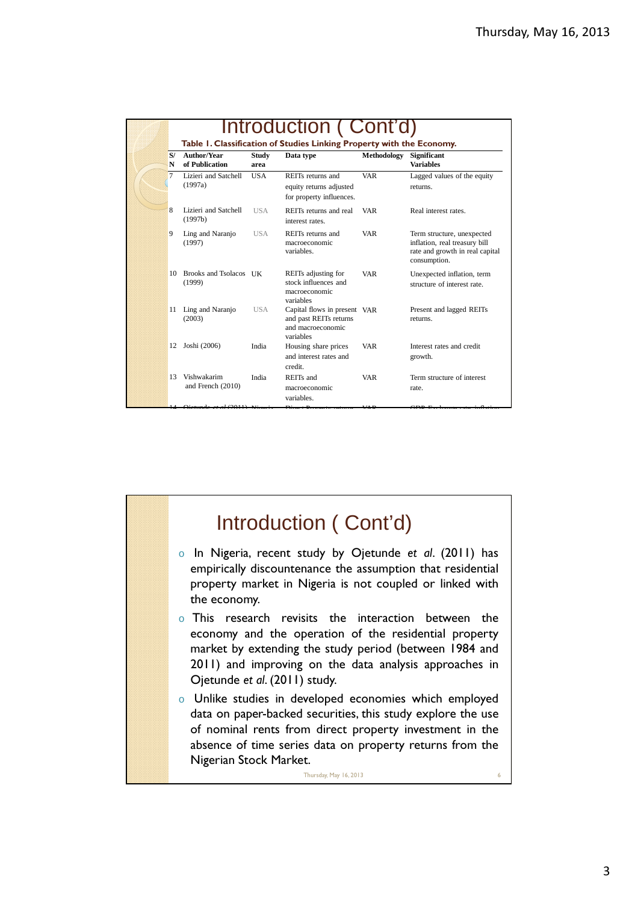# Introduction ( Cont'd)

**Table 1. Classification of Studies Linking Property with the Economy.**

| S/N | Author/Year of Publication | Study area | Data type | Methodology | Significant Variables |
|---|---|---|---|---|---|
| 7 | Lizieri and Satchell (1997a) | USA | REITs returns and equity returns adjusted for property influences. | VAR | Lagged values of the equity returns. |
| 8 | Lizieri and Satchell (1997b) | USA | REITs returns and real interest rates. | VAR | Real interest rates. |
| 9 | Ling and Naranjo (1997) | USA | REITs returns and macroeconomic variables. | VAR | Term structure, unexpected inflation, real treasury bill rate and growth in real capital consumption. |
| 10 | Brooks and Tsolacos (1999) | UK | REITs adjusting for stock influences and macroeconomic variables | VAR | Unexpected inflation, term structure of interest rate. |
| 11 | Ling and Naranjo (2003) | USA | Capital flows in present and past REITs returns and macroeconomic variables | VAR | Present and lagged REITs returns. |
| 12 | Joshi (2006) | India | Housing share prices and interest rates and credit. | VAR | Interest rates and credit growth. |
| 13 | Vishwakarim and French (2010) | India | REITs and macroeconomic variables. | VAR | Term structure of interest rate. |

# Introduction ( Cont'd)

- In Nigeria, recent study by Ojetunde *et al*. (2011) has empirically discountenance the assumption that residential property market in Nigeria is not coupled or linked with the economy.
- This research revisits the interaction between the economy and the operation of the residential property market by extending the study period (between 1984 and 2011) and improving on the data analysis approaches in Ojetunde *et al*. (2011) study.
- Unlike studies in developed economies which employed data on paper-backed securities, this study explore the use of nominal rents from direct property investment in the absence of time series data on property returns from the Nigerian Stock Market.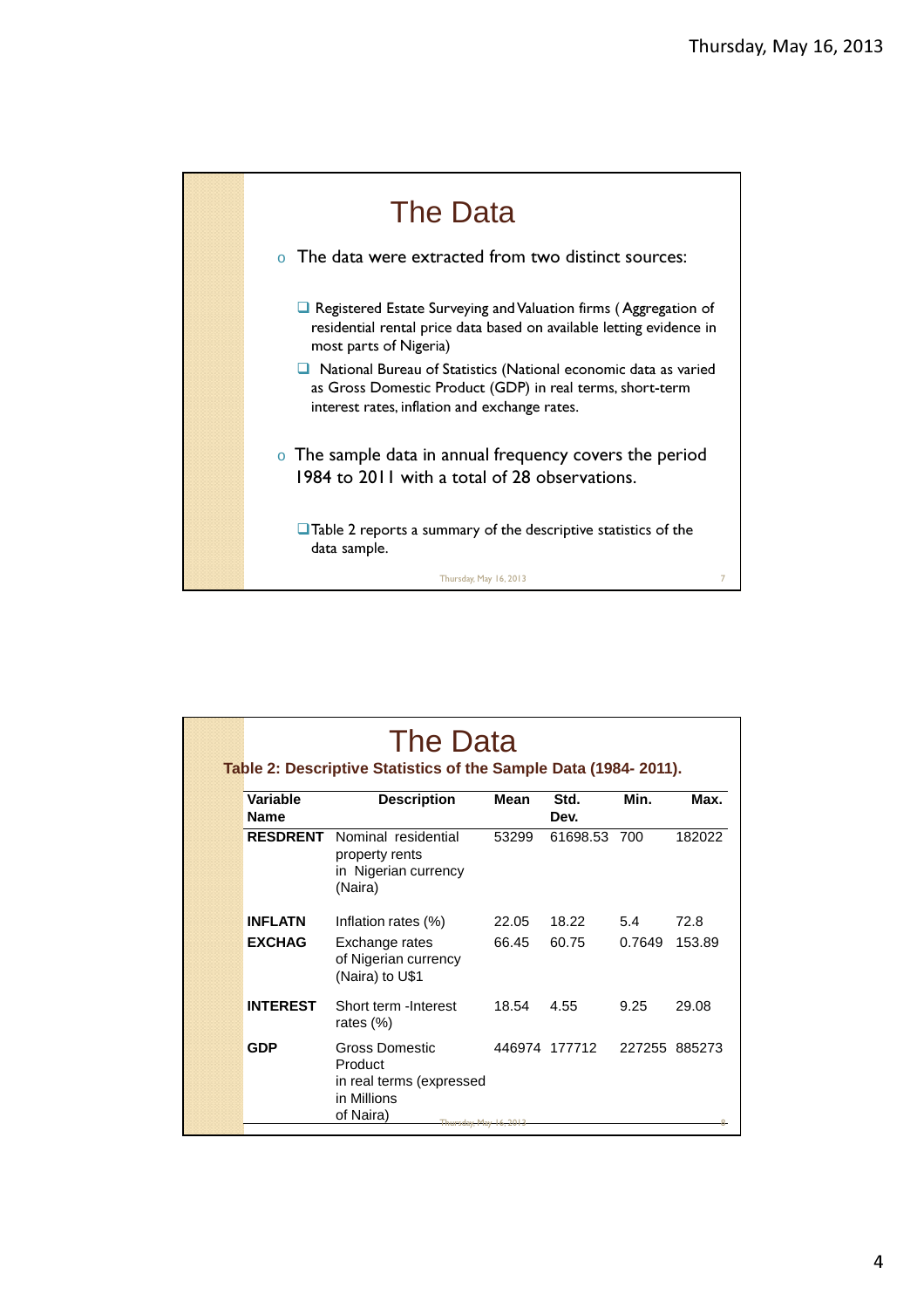## The Data

- The data were extracted from two distinct sources:
  - Registered Estate Surveying and Valuation firms ( Aggregation of residential rental price data based on available letting evidence in most parts of Nigeria)
  - National Bureau of Statistics (National economic data as varied as Gross Domestic Product (GDP) in real terms, short-term interest rates, inflation and exchange rates.
- The sample data in annual frequency covers the period 1984 to 2011 with a total of 28 observations.
  - Table 2 reports a summary of the descriptive statistics of the data sample.

## The Data

**Table 2: Descriptive Statistics of the Sample Data (1984- 2011).**

| Variable Name | Description | Mean | Std. Dev. | Min. | Max. |
|---|---|---|---|---|---|
| **RESDRENT** | Nominal residential property rents in Nigerian currency (Naira) | 53299 | 61698.53 | 700 | 182022 |
| **INFLATN** | Inflation rates (%) | 22.05 | 18.22 | 5.4 | 72.8 |
| **EXCHAG** | Exchange rates of Nigerian currency (Naira) to U$1 | 66.45 | 60.75 | 0.7649 | 153.89 |
| **INTEREST** | Short term -Interest rates (%) | 18.54 | 4.55 | 9.25 | 29.08 |
| **GDP** | Gross Domestic Product in real terms (expressed in Millions of Naira) | 446974 | 177712 | 227255 | 885273 |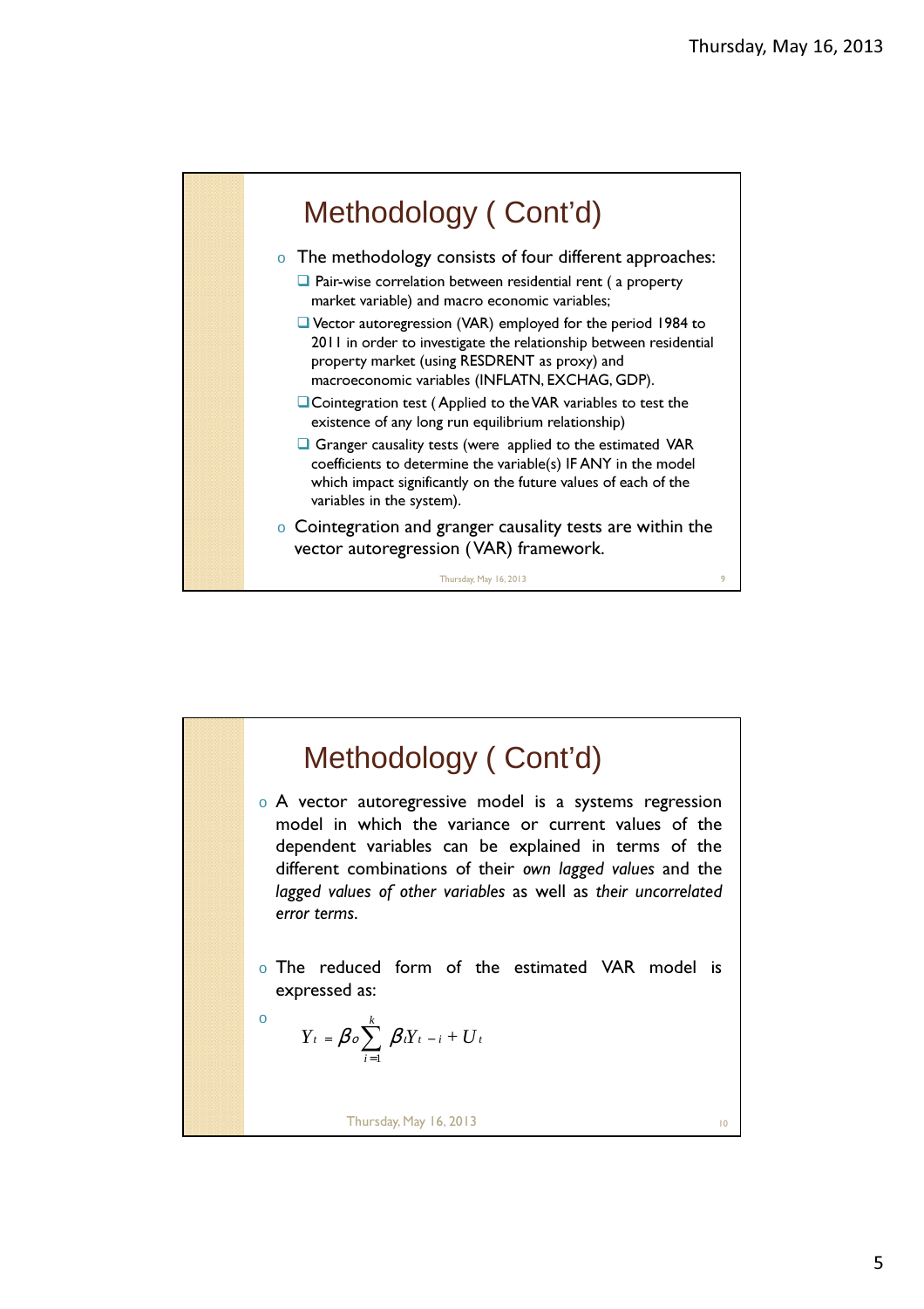## Methodology ( Cont'd)

- The methodology consists of four different approaches:
  - Pair-wise correlation between residential rent ( a property market variable) and macro economic variables;
  - Vector autoregression (VAR) employed for the period 1984 to 2011 in order to investigate the relationship between residential property market (using RESDRENT as proxy) and macroeconomic variables (INFLATN, EXCHAG, GDP).
  - Cointegration test ( Applied to the VAR variables to test the existence of any long run equilibrium relationship)
  - Granger causality tests (were applied to the estimated VAR coefficients to determine the variable(s) IF ANY in the model which impact significantly on the future values of each of the variables in the system).
- Cointegration and granger causality tests are within the vector autoregression ( VAR) framework.

## Methodology ( Cont'd)

- A vector autoregressive model is a systems regression model in which the variance or current values of the dependent variables can be explained in terms of the different combinations of their *own lagged values* and the *lagged values of other variables* as well as *their uncorrelated error terms.*

- The reduced form of the estimated VAR model is expressed as:

- $$Y_t = \beta_o \sum_{i=1}^{k} \beta_i Y_{t-i} + U_t$$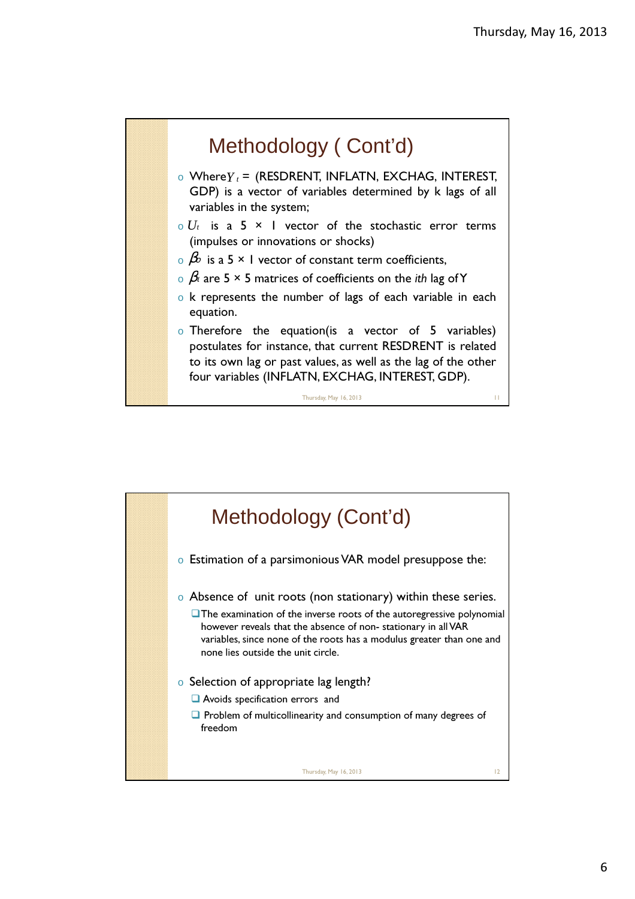## Methodology ( Cont'd)

- Where $Y_t$ = (RESDRENT, INFLATN, EXCHAG, INTEREST, GDP) is a vector of variables determined by k lags of all variables in the system;
- $U_t$ is a 5 × 1 vector of the stochastic error terms (impulses or innovations or shocks)
- $\beta_0$ is a 5 × 1 vector of constant term coefficients,
- $\beta_i$ are 5 × 5 matrices of coefficients on the *ith* lag of Y
- k represents the number of lags of each variable in each equation.
- Therefore the equation(is a vector of 5 variables) postulates for instance, that current RESDRENT is related to its own lag or past values, as well as the lag of the other four variables (INFLATN, EXCHAG, INTEREST, GDP).

## Methodology (Cont'd)

- Estimation of a parsimonious VAR model presuppose the:
- Absence of unit roots (non stationary) within these series.
  - The examination of the inverse roots of the autoregressive polynomial however reveals that the absence of non- stationary in all VAR variables, since none of the roots has a modulus greater than one and none lies outside the unit circle.
- Selection of appropriate lag length?
  - Avoids specification errors and
  - Problem of multicollinearity and consumption of many degrees of freedom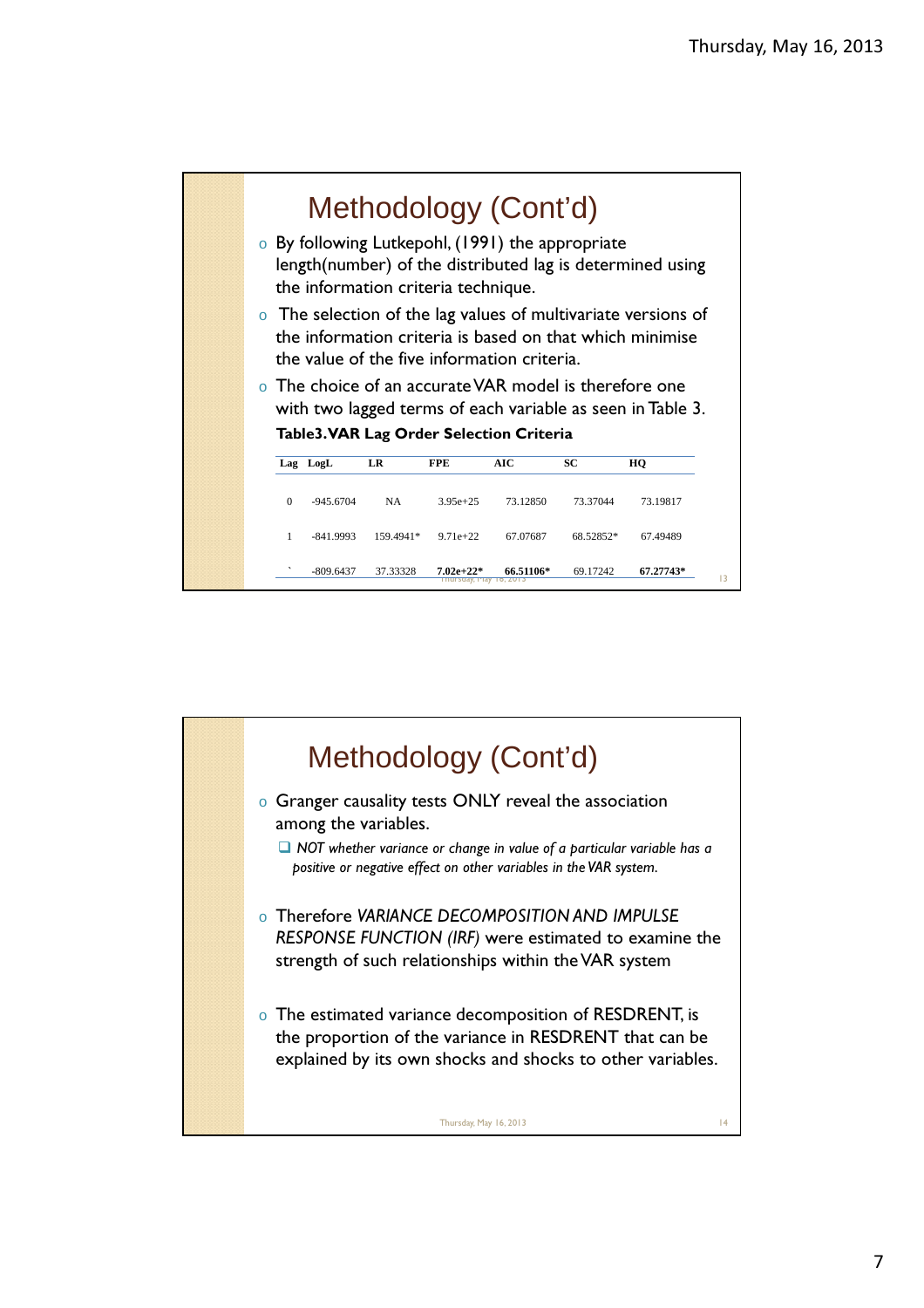## Methodology (Cont'd)

- By following Lutkepohl, (1991) the appropriate length(number) of the distributed lag is determined using the information criteria technique.
- The selection of the lag values of multivariate versions of the information criteria is based on that which minimise the value of the five information criteria.
- The choice of an accurate VAR model is therefore one with two lagged terms of each variable as seen in Table 3.

**Table3.VAR Lag Order Selection Criteria**

| Lag | LogL | LR | FPE | AIC | SC | HQ |
|---|---|---|---|---|---|---|
| 0 | -945.6704 | NA | 3.95e+25 | 73.12850 | 73.37044 | 73.19817 |
| 1 | -841.9993 | 159.4941* | 9.71e+22 | 67.07687 | 68.52852* | 67.49489 |
| ` | -809.6437 | 37.33328 | **7.02e+22*** | **66.51106*** | 69.17242 | **67.27743*** |

## Methodology (Cont'd)

- Granger causality tests ONLY reveal the association among the variables.
  - *NOT whether variance or change in value of a particular variable has a positive or negative effect on other variables in the VAR system.*
- Therefore *VARIANCE DECOMPOSITION AND IMPULSE RESPONSE FUNCTION (IRF)* were estimated to examine the strength of such relationships within the VAR system
- The estimated variance decomposition of RESDRENT, is the proportion of the variance in RESDRENT that can be explained by its own shocks and shocks to other variables.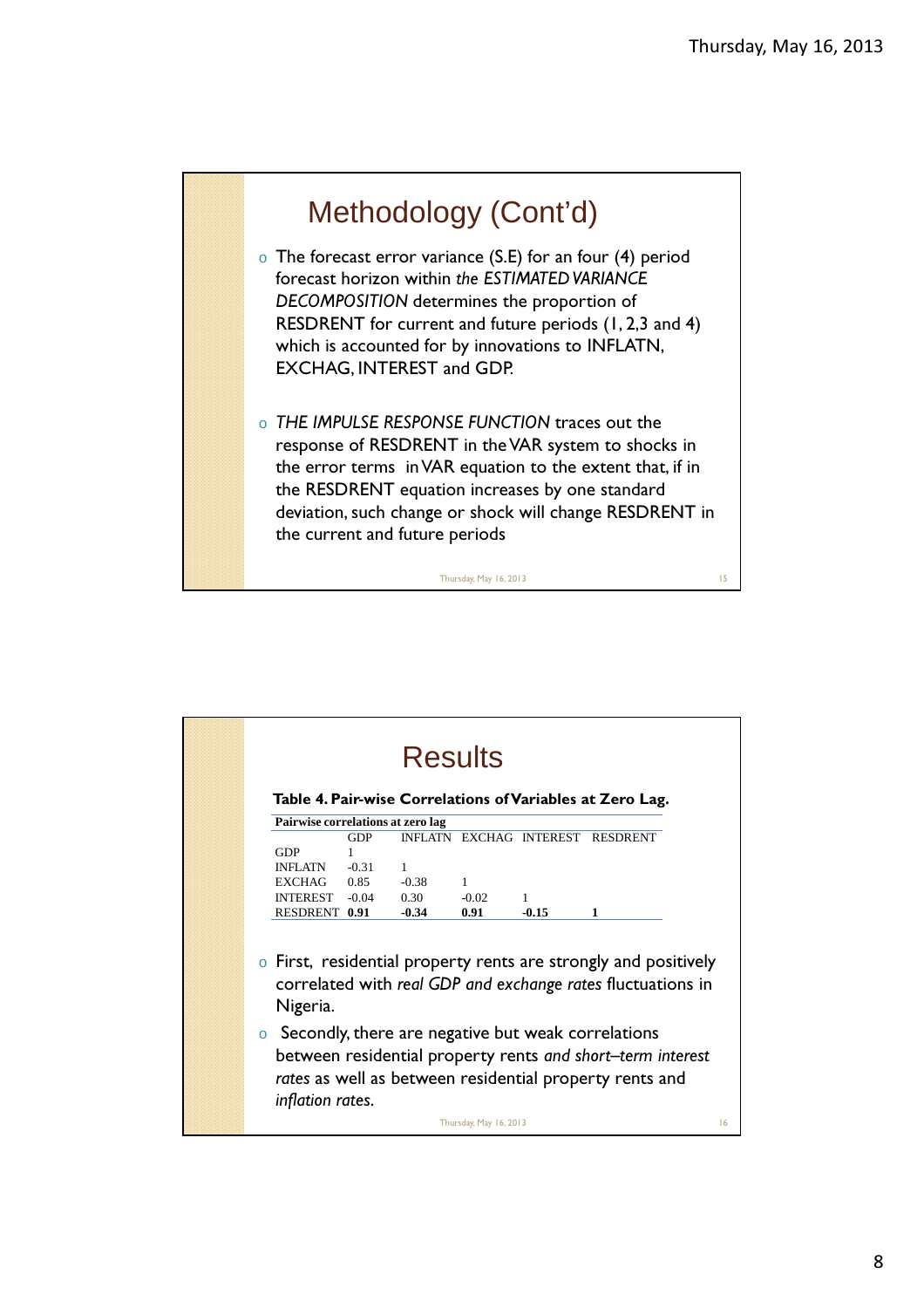# Methodology (Cont'd)

- The forecast error variance (S.E) for an four (4) period forecast horizon within *the ESTIMATED VARIANCE DECOMPOSITION* determines the proportion of RESDRENT for current and future periods (1, 2,3 and 4) which is accounted for by innovations to INFLATN, EXCHAG, INTEREST and GDP.
- *THE IMPULSE RESPONSE FUNCTION* traces out the response of RESDRENT in the VAR system to shocks in the error terms in VAR equation to the extent that, if in the RESDRENT equation increases by one standard deviation, such change or shock will change RESDRENT in the current and future periods

# Results

**Table 4. Pair-wise Correlations of Variables at Zero Lag.**

**Pairwise correlations at zero lag**

| | GDP | INFLATN | EXCHAG | INTEREST | RESDRENT |
|---|---|---|---|---|---|
| GDP | 1 | | | | |
| INFLATN | -0.31 | 1 | | | |
| EXCHAG | 0.85 | -0.38 | 1 | | |
| INTEREST | -0.04 | 0.30 | -0.02 | 1 | |
| RESDRENT | **0.91** | **-0.34** | **0.91** | **-0.15** | **1** |

- First, residential property rents are strongly and positively correlated with *real GDP and exchange rates* fluctuations in Nigeria.
- Secondly, there are negative but weak correlations between residential property rents *and short–term interest rates* as well as between residential property rents and *inflation rates.*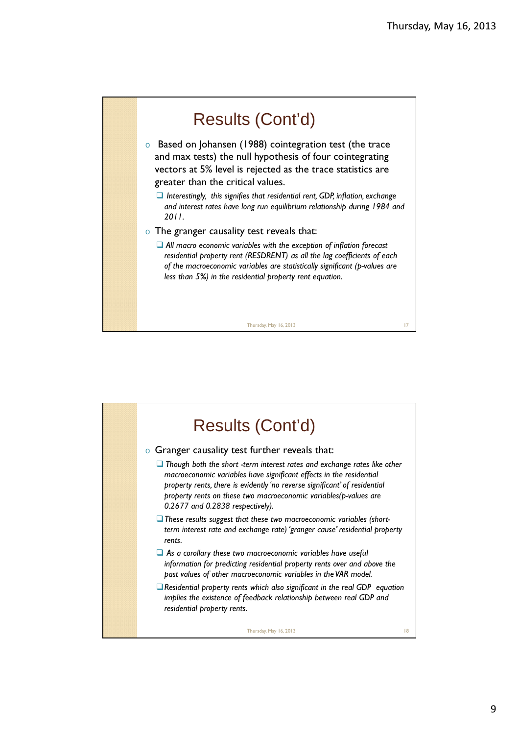## Results (Cont'd)

- Based on Johansen (1988) cointegration test (the trace and max tests) the null hypothesis of four cointegrating vectors at 5% level is rejected as the trace statistics are greater than the critical values.
  - *Interestingly, this signifies that residential rent, GDP, inflation, exchange and interest rates have long run equilibrium relationship during 1984 and 2011.*
- The granger causality test reveals that:
  - *All macro economic variables with the exception of inflation forecast residential property rent (RESDRENT) as all the lag coefficients of each of the macroeconomic variables are statistically significant (p-values are less than 5%) in the residential property rent equation.*

## Results (Cont'd)

- Granger causality test further reveals that:
  - *Though both the short -term interest rates and exchange rates like other macroeconomic variables have significant effects in the residential property rents, there is evidently 'no reverse significant' of residential property rents on these two macroeconomic variables(p-values are 0.2677 and 0.2838 respectively).*
  - *These results suggest that these two macroeconomic variables (short-term interest rate and exchange rate) 'granger cause' residential property rents.*
  - *As a corollary these two macroeconomic variables have useful information for predicting residential property rents over and above the past values of other macroeconomic variables in the VAR model.*
  - *Residential property rents which also significant in the real GDP equation implies the existence of feedback relationship between real GDP and residential property rents.*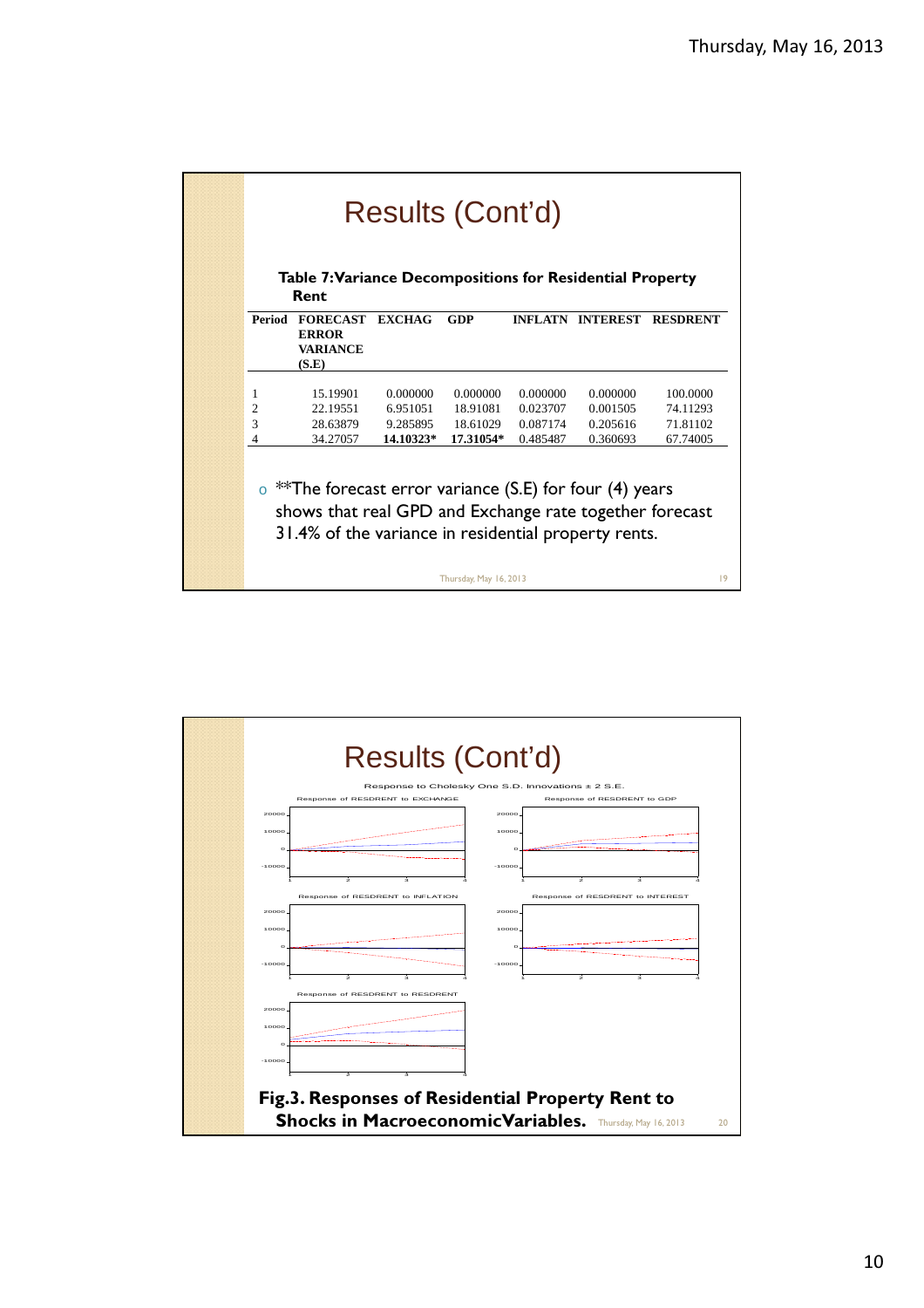## Results (Cont'd)

**Table 7: Variance Decompositions for Residential Property Rent**

| Period | FORECAST ERROR VARIANCE (S.E) | EXCHAG | GDP | INFLATN | INTEREST | RESDRENT |
|---|---|---|---|---|---|---|
| 1 | 15.19901 | 0.000000 | 0.000000 | 0.000000 | 0.000000 | 100.0000 |
| 2 | 22.19551 | 6.951051 | 18.91081 | 0.023707 | 0.001505 | 74.11293 |
| 3 | 28.63879 | 9.285895 | 18.61029 | 0.087174 | 0.205616 | 71.81102 |
| 4 | 34.27057 | **14.10323*** | **17.31054*** | 0.485487 | 0.360693 | 67.74005 |

- **The forecast error variance (S.E) for four (4) years shows that real GPD and Exchange rate together forecast 31.4% of the variance in residential property rents.

## Results (Cont'd)

Response to Cholesky One S.D. Innovations ± 2 S.E.

Response of RESDRENT to EXCHANGE

Response of RESDRENT to GDP

Response of RESDRENT to INFLATION

Response of RESDRENT to INTEREST

Response of RESDRENT to RESDRENT

**Fig.3. Responses of Residential Property Rent to Shocks in MacroeconomicVariables.**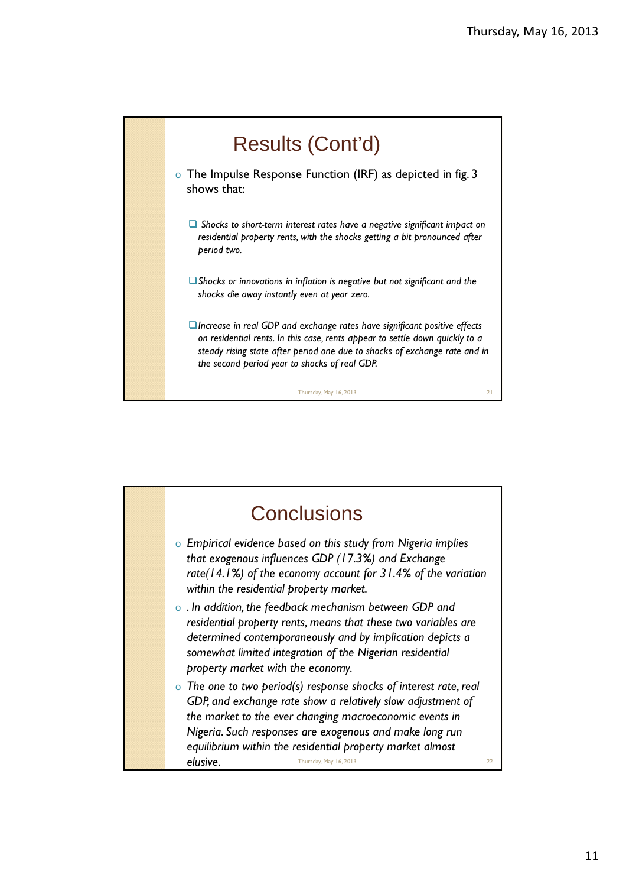## Results (Cont'd)

- The Impulse Response Function (IRF) as depicted in fig. 3 shows that:
  - *Shocks to short-term interest rates have a negative significant impact on residential property rents, with the shocks getting a bit pronounced after period two.*
  - *Shocks or innovations in inflation is negative but not significant and the shocks die away instantly even at year zero.*
  - *Increase in real GDP and exchange rates have significant positive effects on residential rents. In this case, rents appear to settle down quickly to a steady rising state after period one due to shocks of exchange rate and in the second period year to shocks of real GDP.*

## Conclusions

- *Empirical evidence based on this study from Nigeria implies that exogenous influences GDP (17.3%) and Exchange rate(14.1%) of the economy account for 31.4% of the variation within the residential property market.*
- *. In addition, the feedback mechanism between GDP and residential property rents, means that these two variables are determined contemporaneously and by implication depicts a somewhat limited integration of the Nigerian residential property market with the economy.*
- *The one to two period(s) response shocks of interest rate, real GDP, and exchange rate show a relatively slow adjustment of the market to the ever changing macroeconomic events in Nigeria. Such responses are exogenous and make long run equilibrium within the residential property market almost elusive.*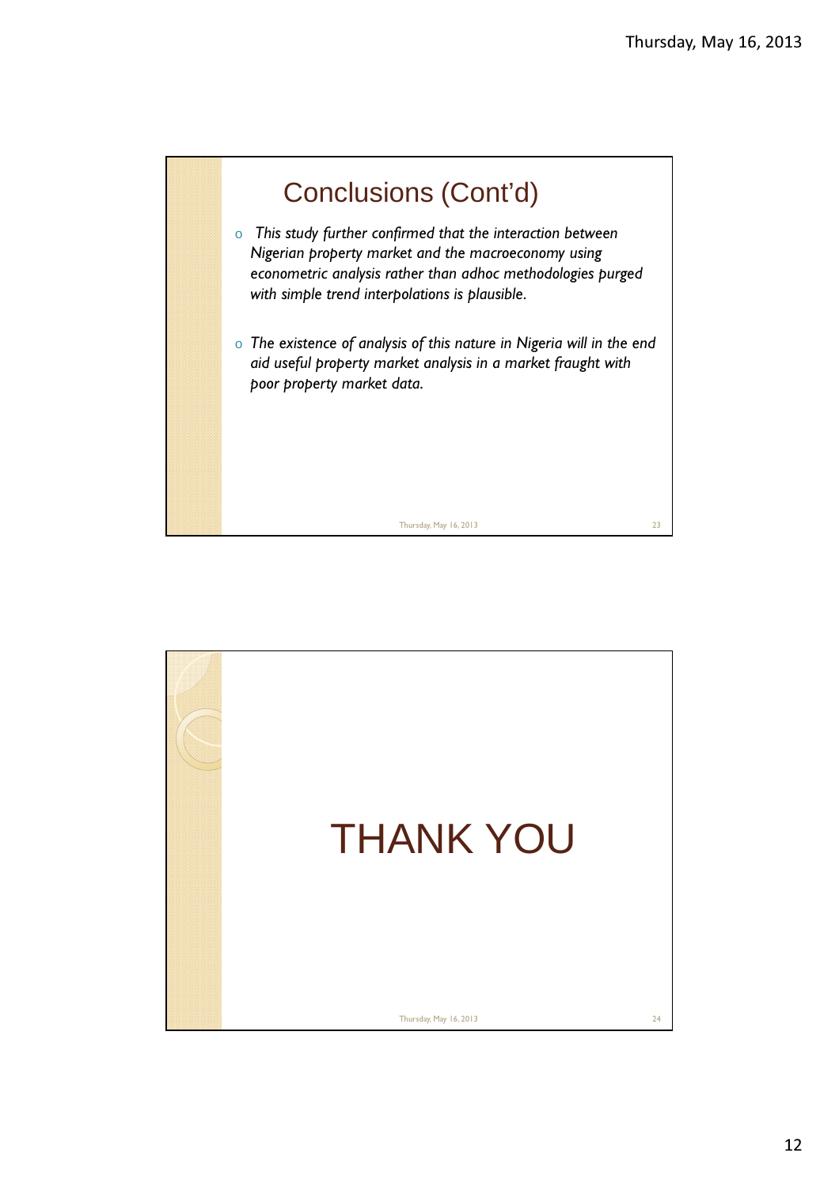## Conclusions (Cont'd)

- *This study further confirmed that the interaction between Nigerian property market and the macroeconomy using econometric analysis rather than adhoc methodologies purged with simple trend interpolations is plausible.*

- *The existence of analysis of this nature in Nigeria will in the end aid useful property market analysis in a market fraught with poor property market data.*

# THANK YOU